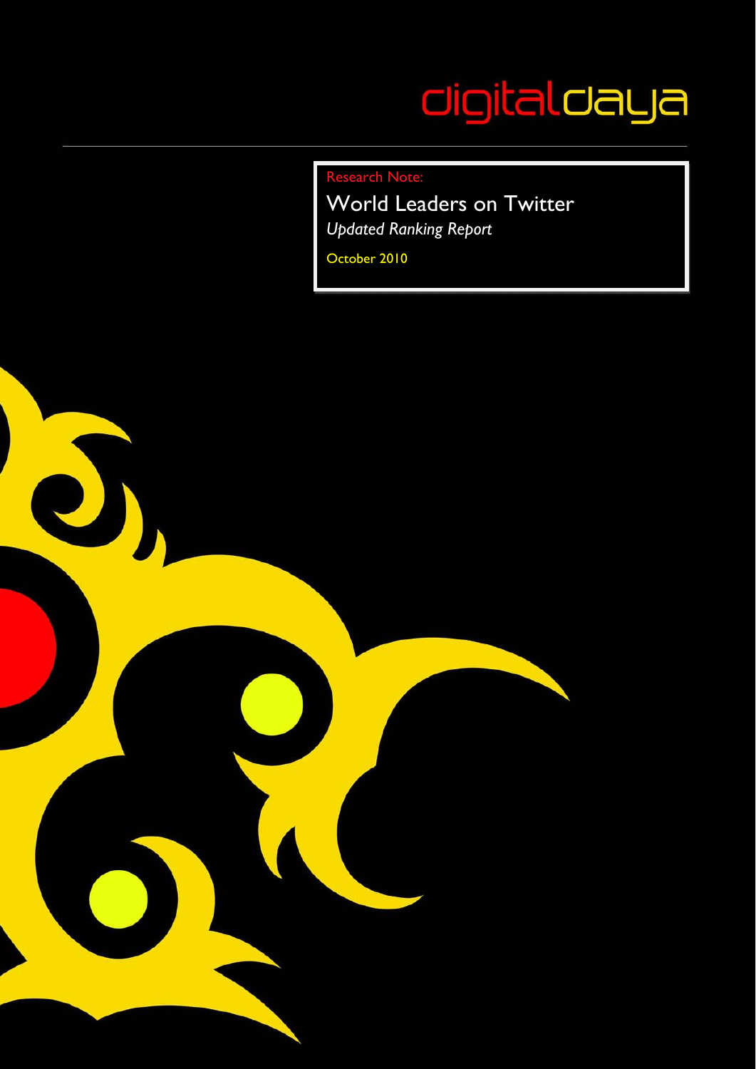digitaldaya

Research Note:

# World Leaders on Twitter

*Updated Ranking Report*

October 2010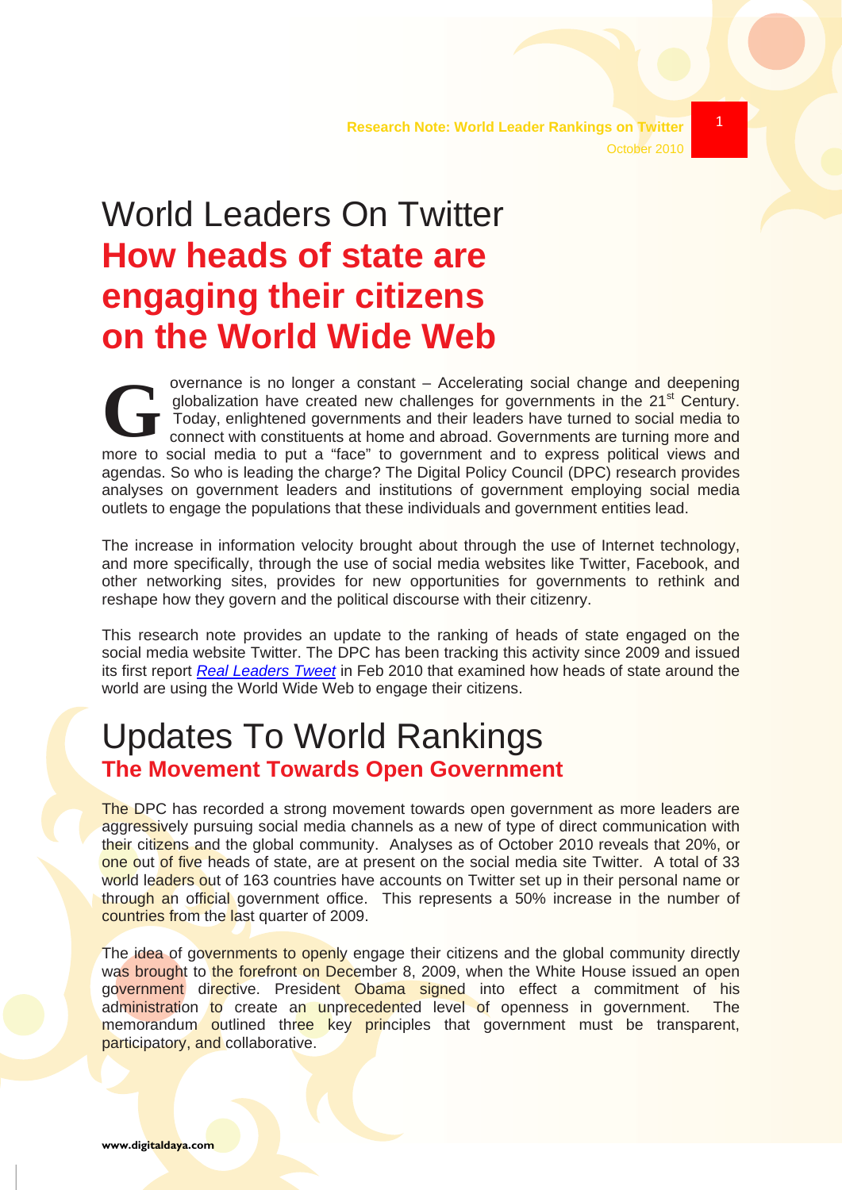# World Leaders On Twitter

## How heads of state are engaging their citizens on the World Wide Web

Governance is no longer a constant – Accelerating social change and deepening globalization have created new challenges for governments in the 21st Century. Today, enlightened governments and their leaders have turned to social media to connect with constituents at home and abroad. Governments are turning more and more to social media to put a "face" to government and to express political views and agendas. So who is leading the charge? The Digital Policy Council (DPC) research provides analyses on government leaders and institutions of government employing social media outlets to engage the populations that these individuals and government entities lead.

The increase in information velocity brought about through the use of Internet technology, and more specifically, through the use of social media websites like Twitter, Facebook, and other networking sites, provides for new opportunities for governments to rethink and reshape how they govern and the political discourse with their citizenry.

This research note provides an update to the ranking of heads of state engaged on the social media website Twitter. The DPC has been tracking this activity since 2009 and issued its first report *Real Leaders Tweet* in Feb 2010 that examined how heads of state around the world are using the World Wide Web to engage their citizens.

# Updates To World Rankings

## The Movement Towards Open Government

The DPC has recorded a strong movement towards open government as more leaders are aggressively pursuing social media channels as a new of type of direct communication with their citizens and the global community. Analyses as of October 2010 reveals that 20%, or one out of five heads of state, are at present on the social media site Twitter. A total of 33 world leaders out of 163 countries have accounts on Twitter set up in their personal name or through an official government office. This represents a 50% increase in the number of countries from the last quarter of 2009.

The idea of governments to openly engage their citizens and the global community directly was brought to the forefront on December 8, 2009, when the White House issued an open government directive. President Obama signed into effect a commitment of his administration to create an unprecedented level of openness in government. The memorandum outlined three key principles that government must be transparent, participatory, and collaborative.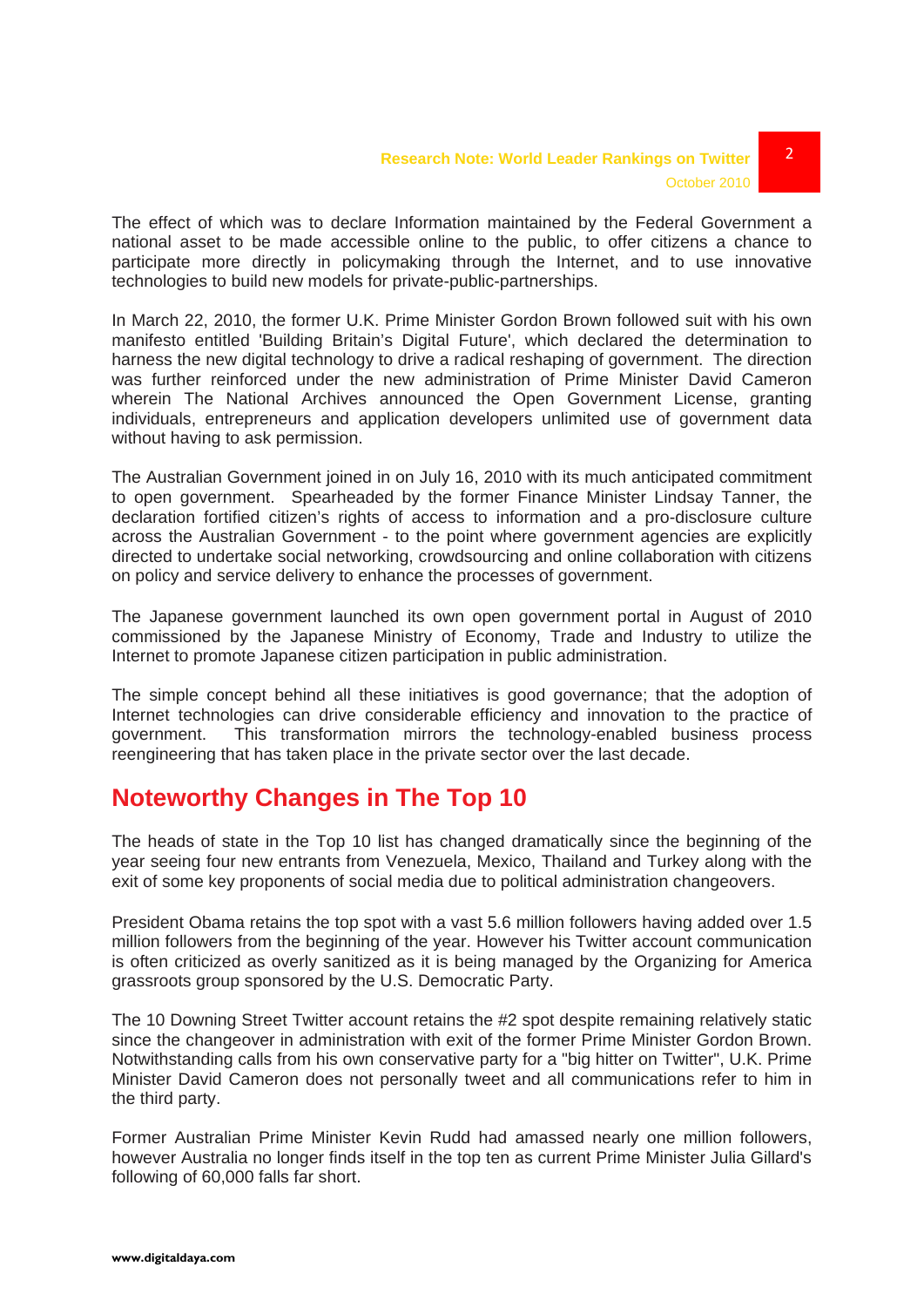The effect of which was to declare Information maintained by the Federal Government a national asset to be made accessible online to the public, to offer citizens a chance to participate more directly in policymaking through the Internet, and to use innovative technologies to build new models for private-public-partnerships.

In March 22, 2010, the former U.K. Prime Minister Gordon Brown followed suit with his own manifesto entitled 'Building Britain's Digital Future', which declared the determination to harness the new digital technology to drive a radical reshaping of government. The direction was further reinforced under the new administration of Prime Minister David Cameron wherein The National Archives announced the Open Government License, granting individuals, entrepreneurs and application developers unlimited use of government data without having to ask permission.

The Australian Government joined in on July 16, 2010 with its much anticipated commitment to open government. Spearheaded by the former Finance Minister Lindsay Tanner, the declaration fortified citizen's rights of access to information and a pro-disclosure culture across the Australian Government - to the point where government agencies are explicitly directed to undertake social networking, crowdsourcing and online collaboration with citizens on policy and service delivery to enhance the processes of government.

The Japanese government launched its own open government portal in August of 2010 commissioned by the Japanese Ministry of Economy, Trade and Industry to utilize the Internet to promote Japanese citizen participation in public administration.

The simple concept behind all these initiatives is good governance; that the adoption of Internet technologies can drive considerable efficiency and innovation to the practice of government. This transformation mirrors the technology-enabled business process reengineering that has taken place in the private sector over the last decade.

## Noteworthy Changes in The Top 10

The heads of state in the Top 10 list has changed dramatically since the beginning of the year seeing four new entrants from Venezuela, Mexico, Thailand and Turkey along with the exit of some key proponents of social media due to political administration changeovers.

President Obama retains the top spot with a vast 5.6 million followers having added over 1.5 million followers from the beginning of the year. However his Twitter account communication is often criticized as overly sanitized as it is being managed by the Organizing for America grassroots group sponsored by the U.S. Democratic Party.

The 10 Downing Street Twitter account retains the #2 spot despite remaining relatively static since the changeover in administration with exit of the former Prime Minister Gordon Brown. Notwithstanding calls from his own conservative party for a "big hitter on Twitter", U.K. Prime Minister David Cameron does not personally tweet and all communications refer to him in the third party.

Former Australian Prime Minister Kevin Rudd had amassed nearly one million followers, however Australia no longer finds itself in the top ten as current Prime Minister Julia Gillard's following of 60,000 falls far short.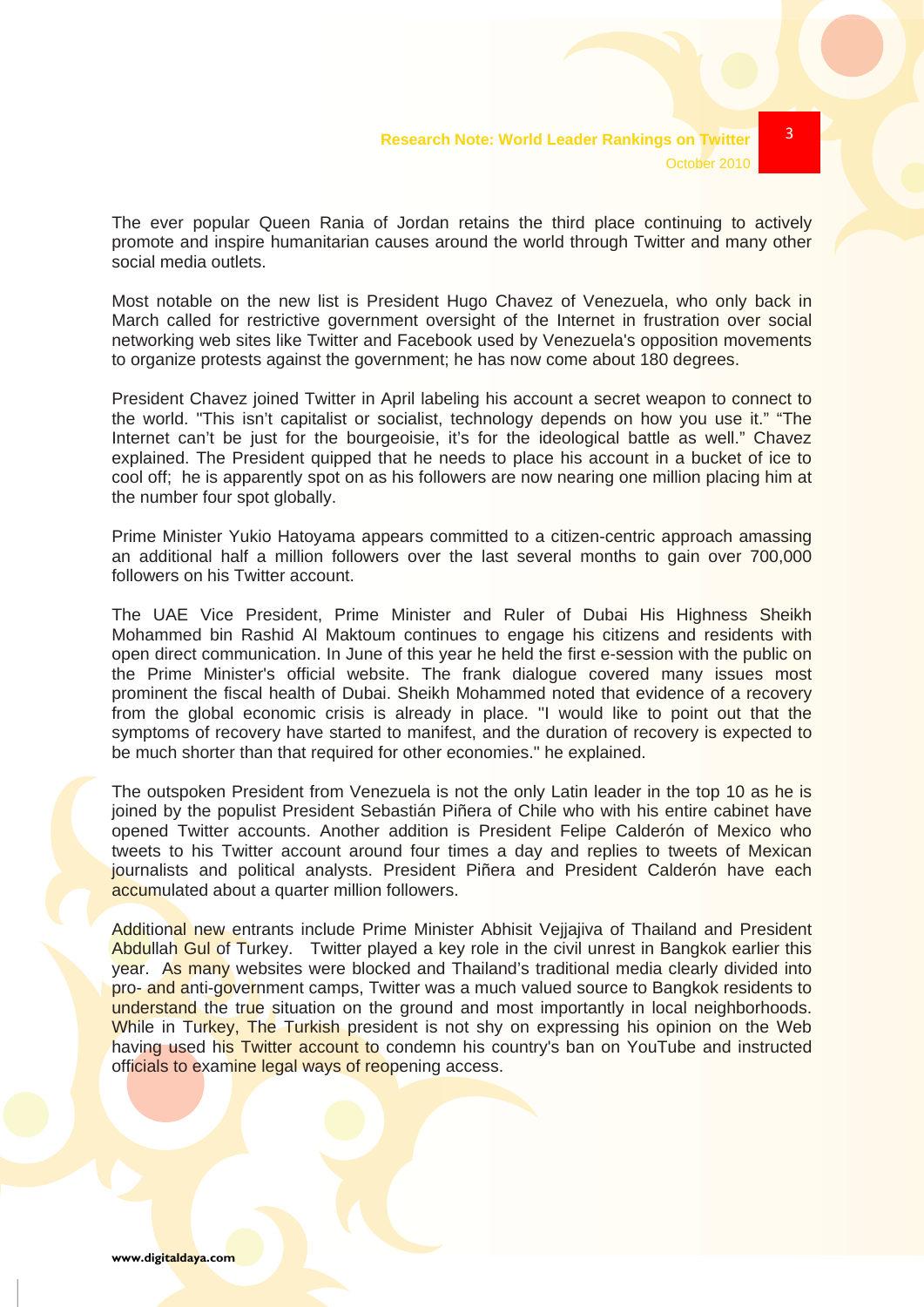The ever popular Queen Rania of Jordan retains the third place continuing to actively promote and inspire humanitarian causes around the world through Twitter and many other social media outlets.

Most notable on the new list is President Hugo Chavez of Venezuela, who only back in March called for restrictive government oversight of the Internet in frustration over social networking web sites like Twitter and Facebook used by Venezuela's opposition movements to organize protests against the government; he has now come about 180 degrees.

President Chavez joined Twitter in April labeling his account a secret weapon to connect to the world. "This isn't capitalist or socialist, technology depends on how you use it." "The Internet can't be just for the bourgeoisie, it's for the ideological battle as well." Chavez explained. The President quipped that he needs to place his account in a bucket of ice to cool off; he is apparently spot on as his followers are now nearing one million placing him at the number four spot globally.

Prime Minister Yukio Hatoyama appears committed to a citizen-centric approach amassing an additional half a million followers over the last several months to gain over 700,000 followers on his Twitter account.

The UAE Vice President, Prime Minister and Ruler of Dubai His Highness Sheikh Mohammed bin Rashid Al Maktoum continues to engage his citizens and residents with open direct communication. In June of this year he held the first e-session with the public on the Prime Minister's official website. The frank dialogue covered many issues most prominent the fiscal health of Dubai. Sheikh Mohammed noted that evidence of a recovery from the global economic crisis is already in place. "I would like to point out that the symptoms of recovery have started to manifest, and the duration of recovery is expected to be much shorter than that required for other economies." he explained.

The outspoken President from Venezuela is not the only Latin leader in the top 10 as he is joined by the populist President Sebastián Piñera of Chile who with his entire cabinet have opened Twitter accounts. Another addition is President Felipe Calderón of Mexico who tweets to his Twitter account around four times a day and replies to tweets of Mexican journalists and political analysts. President Piñera and President Calderón have each accumulated about a quarter million followers.

Additional new entrants include Prime Minister Abhisit Vejjajiva of Thailand and President Abdullah Gul of Turkey. Twitter played a key role in the civil unrest in Bangkok earlier this year. As many websites were blocked and Thailand's traditional media clearly divided into pro- and anti-government camps, Twitter was a much valued source to Bangkok residents to understand the true situation on the ground and most importantly in local neighborhoods. While in Turkey, The Turkish president is not shy on expressing his opinion on the Web having used his Twitter account to condemn his country's ban on YouTube and instructed officials to examine legal ways of reopening access.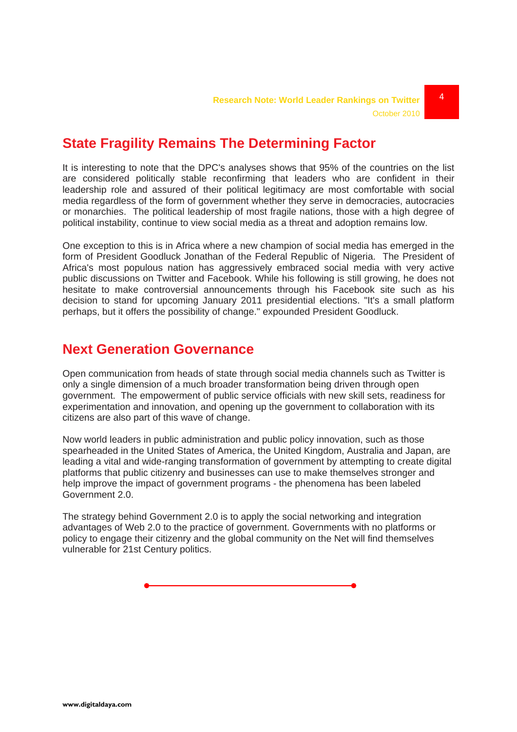## State Fragility Remains The Determining Factor

It is interesting to note that the DPC's analyses shows that 95% of the countries on the list are considered politically stable reconfirming that leaders who are confident in their leadership role and assured of their political legitimacy are most comfortable with social media regardless of the form of government whether they serve in democracies, autocracies or monarchies. The political leadership of most fragile nations, those with a high degree of political instability, continue to view social media as a threat and adoption remains low.

One exception to this is in Africa where a new champion of social media has emerged in the form of President Goodluck Jonathan of the Federal Republic of Nigeria. The President of Africa's most populous nation has aggressively embraced social media with very active public discussions on Twitter and Facebook. While his following is still growing, he does not hesitate to make controversial announcements through his Facebook site such as his decision to stand for upcoming January 2011 presidential elections. "It's a small platform perhaps, but it offers the possibility of change." expounded President Goodluck.

## Next Generation Governance

Open communication from heads of state through social media channels such as Twitter is only a single dimension of a much broader transformation being driven through open government. The empowerment of public service officials with new skill sets, readiness for experimentation and innovation, and opening up the government to collaboration with its citizens are also part of this wave of change.

Now world leaders in public administration and public policy innovation, such as those spearheaded in the United States of America, the United Kingdom, Australia and Japan, are leading a vital and wide-ranging transformation of government by attempting to create digital platforms that public citizenry and businesses can use to make themselves stronger and help improve the impact of government programs - the phenomena has been labeled Government 2.0.

The strategy behind Government 2.0 is to apply the social networking and integration advantages of Web 2.0 to the practice of government. Governments with no platforms or policy to engage their citizenry and the global community on the Net will find themselves vulnerable for 21st Century politics.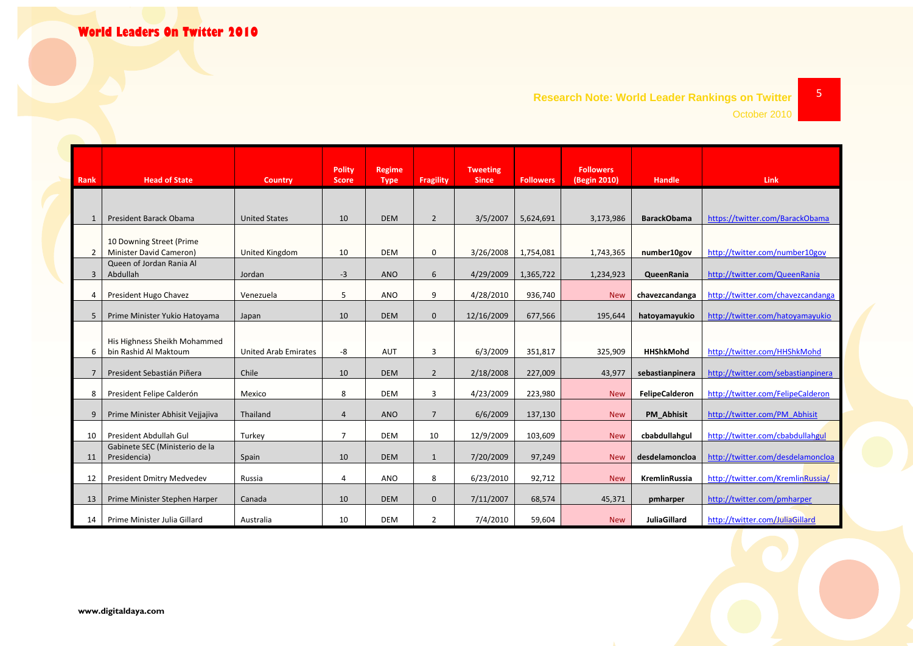# World Leaders On Twitter 2010

**Research Note: World Leader Rankings on Twitter**
October 2010

| Rank | Head of State | Country | Polity Score | Regime Type | Fragility | Tweeting Since | Followers | Followers (Begin 2010) | Handle | Link |
|---|---|---|---|---|---|---|---|---|---|---|
| 1 | President Barack Obama | United States | 10 | DEM | 2 | 3/5/2007 | 5,624,691 | 3,173,986 | **BarackObama** | https://twitter.com/BarackObama |
| 2 | 10 Downing Street (Prime Minister David Cameron) | United Kingdom | 10 | DEM | 0 | 3/26/2008 | 1,754,081 | 1,743,365 | **number10gov** | http://twitter.com/number10gov |
| 3 | Queen of Jordan Rania Al Abdullah | Jordan | -3 | ANO | 6 | 4/29/2009 | 1,365,722 | 1,234,923 | **QueenRania** | http://twitter.com/QueenRania |
| 4 | President Hugo Chavez | Venezuela | 5 | ANO | 9 | 4/28/2010 | 936,740 | New | **chavezcandanga** | http://twitter.com/chavezcandanga |
| 5 | Prime Minister Yukio Hatoyama | Japan | 10 | DEM | 0 | 12/16/2009 | 677,566 | 195,644 | **hatoyamayukio** | http://twitter.com/hatoyamayukio |
| 6 | His Highness Sheikh Mohammed bin Rashid Al Maktoum | United Arab Emirates | -8 | AUT | 3 | 6/3/2009 | 351,817 | 325,909 | **HHShkMohd** | http://twitter.com/HHShkMohd |
| 7 | President Sebastián Piñera | Chile | 10 | DEM | 2 | 2/18/2008 | 227,009 | 43,977 | **sebastianpinera** | http://twitter.com/sebastianpinera |
| 8 | President Felipe Calderón | Mexico | 8 | DEM | 3 | 4/23/2009 | 223,980 | New | **FelipeCalderon** | http://twitter.com/FelipeCalderon |
| 9 | Prime Minister Abhisit Vejjajiva | Thailand | 4 | ANO | 7 | 6/6/2009 | 137,130 | New | **PM_Abhisit** | http://twitter.com/PM_Abhisit |
| 10 | President Abdullah Gul | Turkey | 7 | DEM | 10 | 12/9/2009 | 103,609 | New | **cbabdullahgul** | http://twitter.com/cbabdullahgul |
| 11 | Gabinete SEC (Ministerio de la Presidencia) | Spain | 10 | DEM | 1 | 7/20/2009 | 97,249 | New | **desdelamoncloa** | http://twitter.com/desdelamoncloa |
| 12 | President Dmitry Medvedev | Russia | 4 | ANO | 8 | 6/23/2010 | 92,712 | New | **KremlinRussia** | http://twitter.com/KremlinRussia/ |
| 13 | Prime Minister Stephen Harper | Canada | 10 | DEM | 0 | 7/11/2007 | 68,574 | 45,371 | **pmharper** | http://twitter.com/pmharper |
| 14 | Prime Minister Julia Gillard | Australia | 10 | DEM | 2 | 7/4/2010 | 59,604 | New | **JuliaGillard** | http://twitter.com/JuliaGillard |

**www.digitaldaya.com**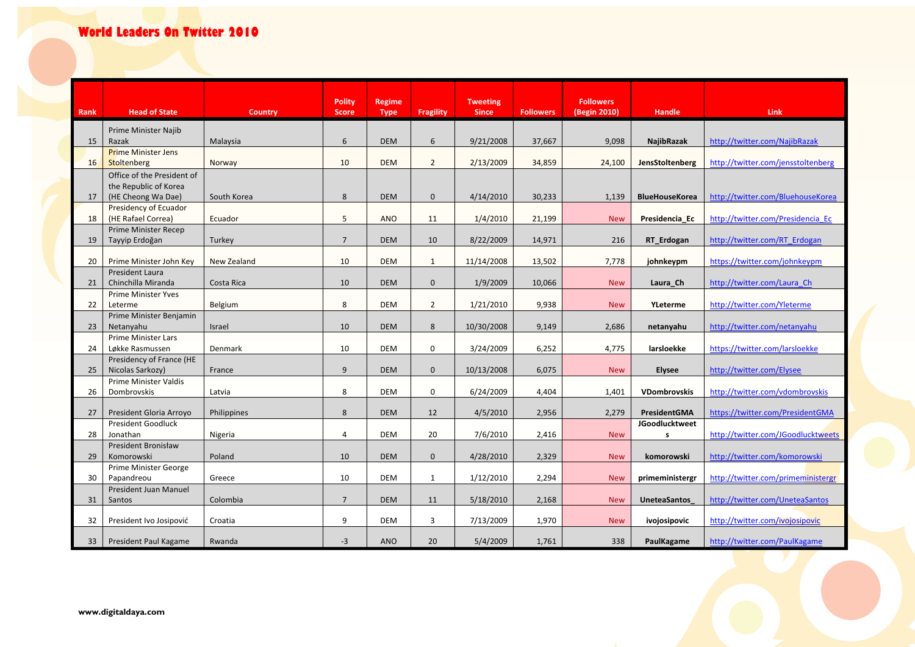# World Leaders On Twitter 2010

| Rank | Head of State | Country | Polity Score | Regime Type | Fragility | Tweeting Since | Followers | Followers (Begin 2010) | Handle | Link |
|---|---|---|---|---|---|---|---|---|---|---|
| 15 | Prime Minister Najib Razak | Malaysia | 6 | DEM | 6 | 9/21/2008 | 37,667 | 9,098 | NajibRazak | http://twitter.com/NajibRazak |
| 16 | Prime Minister Jens Stoltenberg | Norway | 10 | DEM | 2 | 2/13/2009 | 34,859 | 24,100 | JensStoltenberg | http://twitter.com/jensstoltenberg |
| 17 | Office of the President of the Republic of Korea (HE Cheong Wa Dae) | South Korea | 8 | DEM | 0 | 4/14/2010 | 30,233 | 1,139 | BlueHouseKorea | http://twitter.com/BluehouseKorea |
| 18 | Presidency of Ecuador (HE Rafael Correa) | Ecuador | 5 | ANO | 11 | 1/4/2010 | 21,199 | New | Presidencia_Ec | http://twitter.com/Presidencia_Ec |
| 19 | Prime Minister Recep Tayyip Erdoğan | Turkey | 7 | DEM | 10 | 8/22/2009 | 14,971 | 216 | RT_Erdogan | http://twitter.com/RT_Erdogan |
| 20 | Prime Minister John Key | New Zealand | 10 | DEM | 1 | 11/14/2008 | 13,502 | 7,778 | johnkeypm | https://twitter.com/johnkeypm |
| 21 | President Laura Chinchilla Miranda | Costa Rica | 10 | DEM | 0 | 1/9/2009 | 10,066 | New | Laura_Ch | http://twitter.com/Laura_Ch |
| 22 | Prime Minister Yves Leterme | Belgium | 8 | DEM | 2 | 1/21/2010 | 9,938 | New | YLeterme | http://twitter.com/Yleterme |
| 23 | Prime Minister Benjamin Netanyahu | Israel | 10 | DEM | 8 | 10/30/2008 | 9,149 | 2,686 | netanyahu | http://twitter.com/netanyahu |
| 24 | Prime Minister Lars Løkke Rasmussen | Denmark | 10 | DEM | 0 | 3/24/2009 | 6,252 | 4,775 | larsloekke | https://twitter.com/larsloekke |
| 25 | Presidency of France (HE Nicolas Sarkozy) | France | 9 | DEM | 0 | 10/13/2008 | 6,075 | New | Elysee | http://twitter.com/Elysee |
| 26 | Prime Minister Valdis Dombrovskis | Latvia | 8 | DEM | 0 | 6/24/2009 | 4,404 | 1,401 | VDombrovskis | http://twitter.com/vdombrovskis |
| 27 | President Gloria Arroyo | Philippines | 8 | DEM | 12 | 4/5/2010 | 2,956 | 2,279 | PresidentGMA | https://twitter.com/PresidentGMA |
| 28 | President Goodluck Jonathan | Nigeria | 4 | DEM | 20 | 7/6/2010 | 2,416 | New | JGoodlucktweets | http://twitter.com/JGoodlucktweets |
| 29 | President Bronisław Komorowski | Poland | 10 | DEM | 0 | 4/28/2010 | 2,329 | New | komorowski | http://twitter.com/komorowski |
| 30 | Prime Minister George Papandreou | Greece | 10 | DEM | 1 | 1/12/2010 | 2,294 | New | primeministergr | http://twitter.com/primeministergr |
| 31 | President Juan Manuel Santos | Colombia | 7 | DEM | 11 | 5/18/2010 | 2,168 | New | UneteaSantos_ | http://twitter.com/UneteaSantos |
| 32 | President Ivo Josipović | Croatia | 9 | DEM | 3 | 7/13/2009 | 1,970 | New | ivojosipovic | http://twitter.com/ivojosipovic |
| 33 | President Paul Kagame | Rwanda | -3 | ANO | 20 | 5/4/2009 | 1,761 | 338 | PaulKagame | http://twitter.com/PaulKagame |

www.digitaldaya.com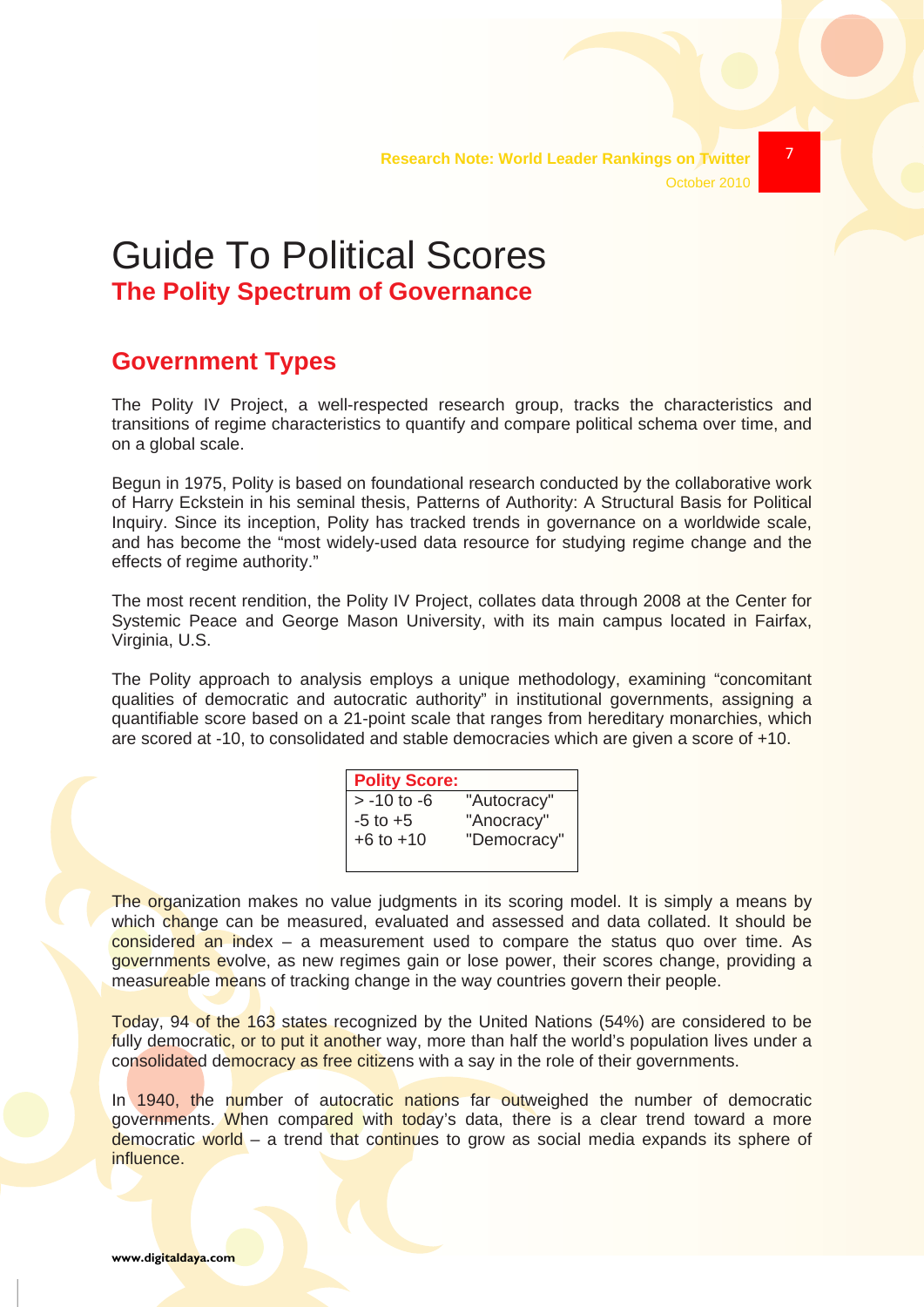# Guide To Political Scores

## The Polity Spectrum of Governance

## Government Types

The Polity IV Project, a well-respected research group, tracks the characteristics and transitions of regime characteristics to quantify and compare political schema over time, and on a global scale.

Begun in 1975, Polity is based on foundational research conducted by the collaborative work of Harry Eckstein in his seminal thesis, Patterns of Authority: A Structural Basis for Political Inquiry. Since its inception, Polity has tracked trends in governance on a worldwide scale, and has become the "most widely-used data resource for studying regime change and the effects of regime authority."

The most recent rendition, the Polity IV Project, collates data through 2008 at the Center for Systemic Peace and George Mason University, with its main campus located in Fairfax, Virginia, U.S.

The Polity approach to analysis employs a unique methodology, examining "concomitant qualities of democratic and autocratic authority" in institutional governments, assigning a quantifiable score based on a 21-point scale that ranges from hereditary monarchies, which are scored at -10, to consolidated and stable democracies which are given a score of +10.

| Polity Score: | |
|---|---|
| > -10 to -6 | "Autocracy" |
| -5 to +5 | "Anocracy" |
| +6 to +10 | "Democracy" |

The organization makes no value judgments in its scoring model. It is simply a means by which change can be measured, evaluated and assessed and data collated. It should be considered an index – a measurement used to compare the status quo over time. As governments evolve, as new regimes gain or lose power, their scores change, providing a measureable means of tracking change in the way countries govern their people.

Today, 94 of the 163 states recognized by the United Nations (54%) are considered to be fully democratic, or to put it another way, more than half the world's population lives under a consolidated democracy as free citizens with a say in the role of their governments.

In 1940, the number of autocratic nations far outweighed the number of democratic governments. When compared with today's data, there is a clear trend toward a more democratic world – a trend that continues to grow as social media expands its sphere of influence.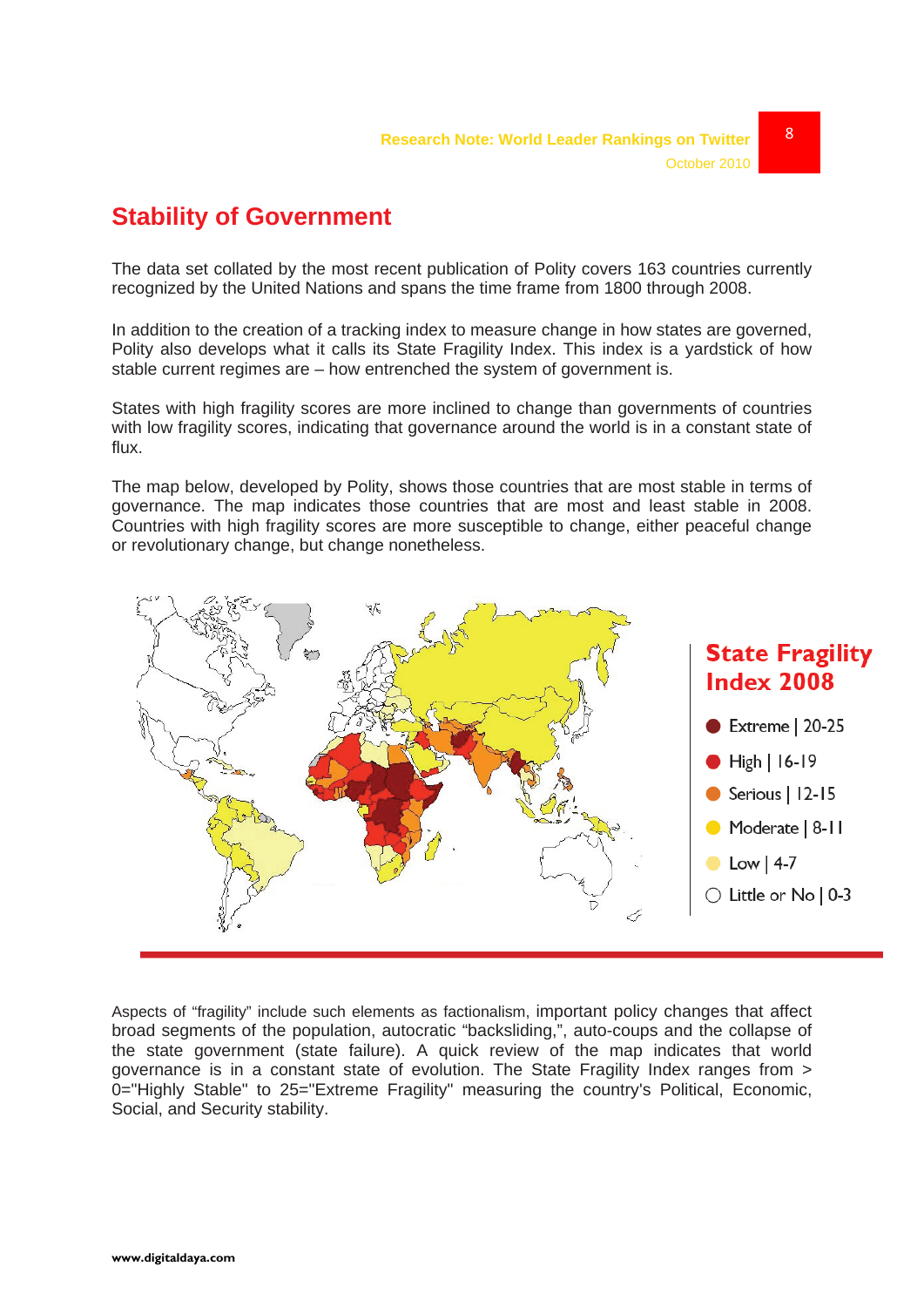## Stability of Government

The data set collated by the most recent publication of Polity covers 163 countries currently recognized by the United Nations and spans the time frame from 1800 through 2008.

In addition to the creation of a tracking index to measure change in how states are governed, Polity also develops what it calls its State Fragility Index. This index is a yardstick of how stable current regimes are – how entrenched the system of government is.

States with high fragility scores are more inclined to change than governments of countries with low fragility scores, indicating that governance around the world is in a constant state of flux.

The map below, developed by Polity, shows those countries that are most stable in terms of governance. The map indicates those countries that are most and least stable in 2008. Countries with high fragility scores are more susceptible to change, either peaceful change or revolutionary change, but change nonetheless.

**State Fragility Index 2008**

- Extreme | 20-25
- High | 16-19
- Serious | 12-15
- Moderate | 8-11
- Low | 4-7
- Little or No | 0-3

Aspects of “fragility” include such elements as factionalism, important policy changes that affect broad segments of the population, autocratic “backsliding,”, auto-coups and the collapse of the state government (state failure). A quick review of the map indicates that world governance is in a constant state of evolution. The State Fragility Index ranges from > 0="Highly Stable" to 25="Extreme Fragility" measuring the country's Political, Economic, Social, and Security stability.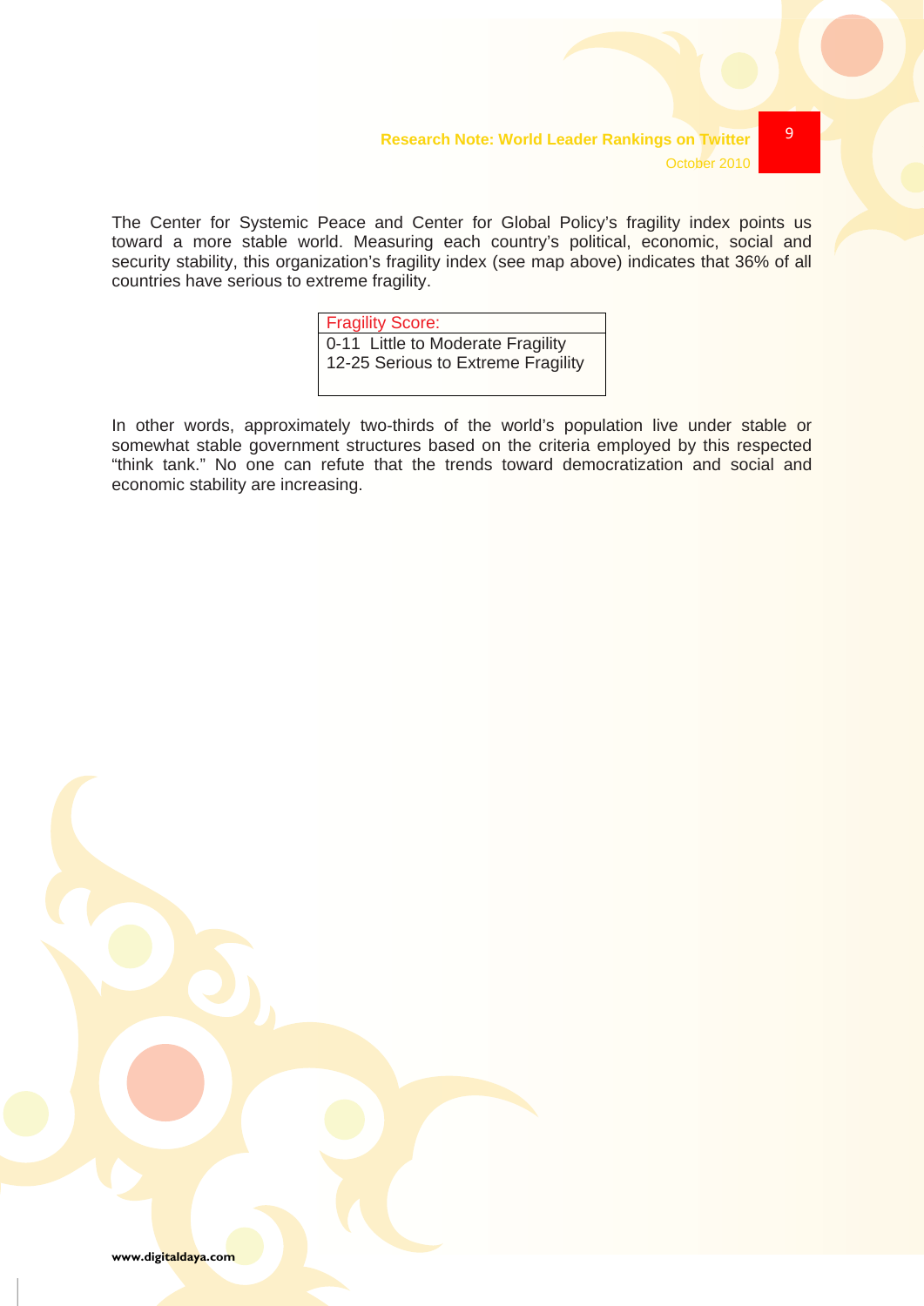The Center for Systemic Peace and Center for Global Policy's fragility index points us toward a more stable world. Measuring each country's political, economic, social and security stability, this organization's fragility index (see map above) indicates that 36% of all countries have serious to extreme fragility.

| Fragility Score: |
|---|
| 0-11 Little to Moderate Fragility<br>12-25 Serious to Extreme Fragility |

In other words, approximately two-thirds of the world's population live under stable or somewhat stable government structures based on the criteria employed by this respected "think tank." No one can refute that the trends toward democratization and social and economic stability are increasing.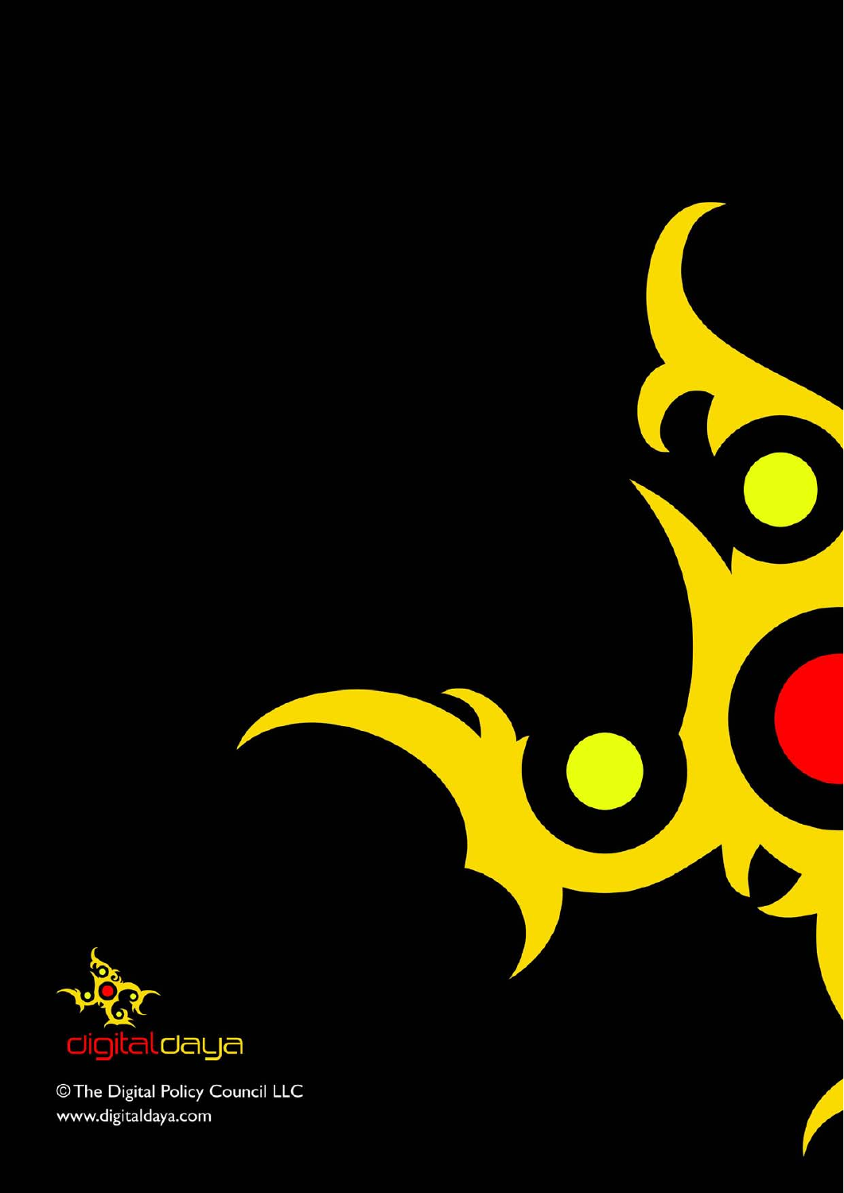digitaldaya

© The Digital Policy Council LLC
www.digitaldaya.com